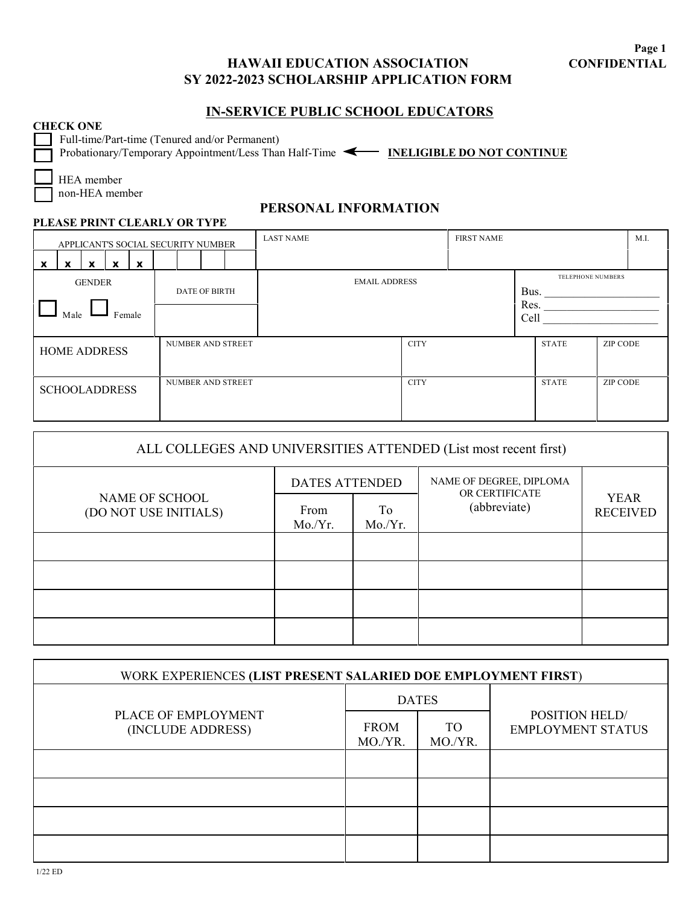CONFIDENTIAL

# HAWAII EDUCATION ASSOCIATION
# SY 2022-2023 SCHOLARSHIP APPLICATION FORM

## IN-SERVICE PUBLIC SCHOOL EDUCATORS

**CHECK ONE**

- ☐ Full-time/Part-time (Tenured and/or Permanent)
- ☐ Probationary/Temporary Appointment/Less Than Half-Time ⟵ **INELIGIBLE DO NOT CONTINUE**

- ☐ HEA member
- ☐ non-HEA member

## PERSONAL INFORMATION

**PLEASE PRINT CLEARLY OR TYPE**

| APPLICANT'S SOCIAL SECURITY NUMBER | LAST NAME | FIRST NAME | M.I. |
|---|---|---|---|
| x x x x x _ _ _ _ | | | |

| GENDER | DATE OF BIRTH | EMAIL ADDRESS | TELEPHONE NUMBERS |
|---|---|---|---|
| ☐ Male ☐ Female | | | Bus. ______ Res. ______ Cell ______ |

| | NUMBER AND STREET | CITY | STATE | ZIP CODE |
|---|---|---|---|---|
| HOME ADDRESS | | | | |
| SCHOOLADDRESS | | | | |

| ALL COLLEGES AND UNIVERSITIES ATTENDED (List most recent first) | | | | |
|---|---|---|---|---|
| NAME OF SCHOOL (DO NOT USE INITIALS) | DATES ATTENDED | | NAME OF DEGREE, DIPLOMA OR CERTIFICATE (abbreviate) | YEAR RECEIVED |
| | From Mo./Yr. | To Mo./Yr. | | |
| | | | | |
| | | | | |
| | | | | |
| | | | | |

| WORK EXPERIENCES (**LIST PRESENT SALARIED DOE EMPLOYMENT FIRST**) | | | |
|---|---|---|---|
| PLACE OF EMPLOYMENT (INCLUDE ADDRESS) | DATES | | POSITION HELD/ EMPLOYMENT STATUS |
| | FROM MO./YR. | TO MO./YR. | |
| | | | |
| | | | |
| | | | |
| | | | |

1/22 ED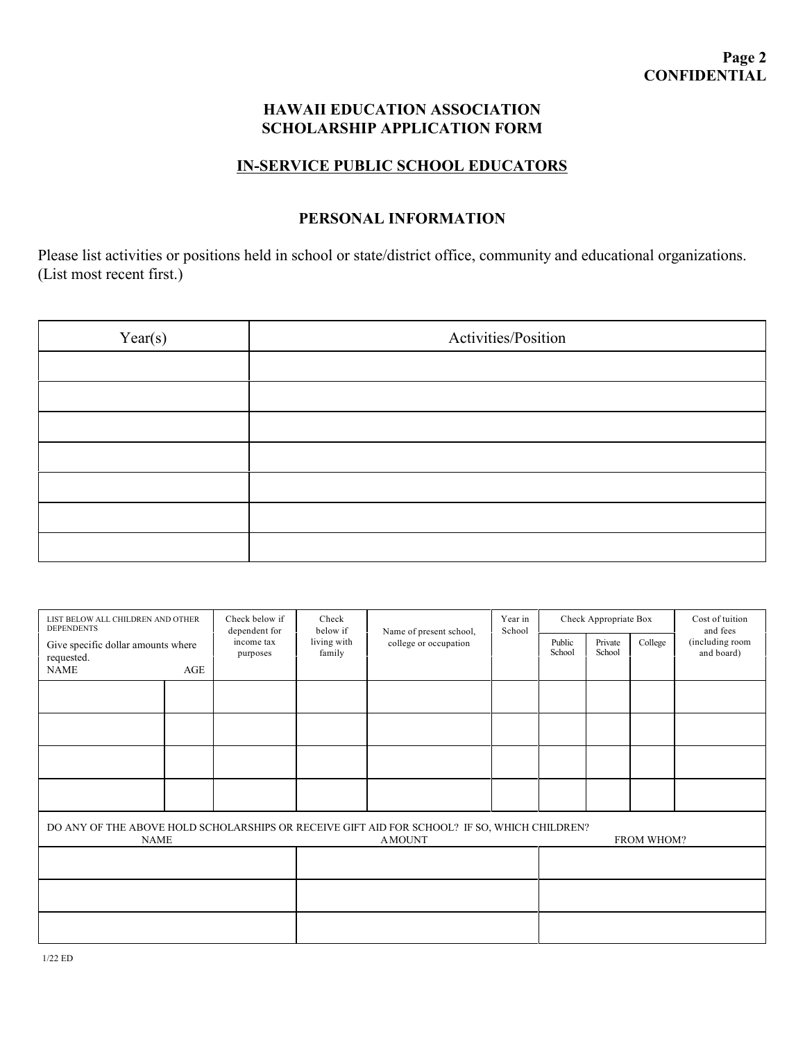**CONFIDENTIAL**

# HAWAII EDUCATION ASSOCIATION
# SCHOLARSHIP APPLICATION FORM

## IN-SERVICE PUBLIC SCHOOL EDUCATORS

### PERSONAL INFORMATION

Please list activities or positions held in school or state/district office, community and educational organizations. (List most recent first.)

| Year(s) | Activities/Position |
|---|---|
| | |
| | |
| | |
| | |
| | |
| | |
| | |

| LIST BELOW ALL CHILDREN AND OTHER DEPENDENTS Give specific dollar amounts where requested. NAME | AGE | Check below if dependent for income tax purposes | Check below if living with family | Name of present school, college or occupation | Year in School | Check Appropriate Box | | | Cost of tuition and fees (including room and board) |
|---|---|---|---|---|---|---|---|---|---|
| | | | | | | Public School | Private School | College | |
| | | | | | | | | | |
| | | | | | | | | | |
| | | | | | | | | | |
| | | | | | | | | | |

DO ANY OF THE ABOVE HOLD SCHOLARSHIPS OR RECEIVE GIFT AID FOR SCHOOL? IF SO, WHICH CHILDREN?

| NAME | AMOUNT | FROM WHOM? |
|---|---|---|
| | | |
| | | |
| | | |

1/22 ED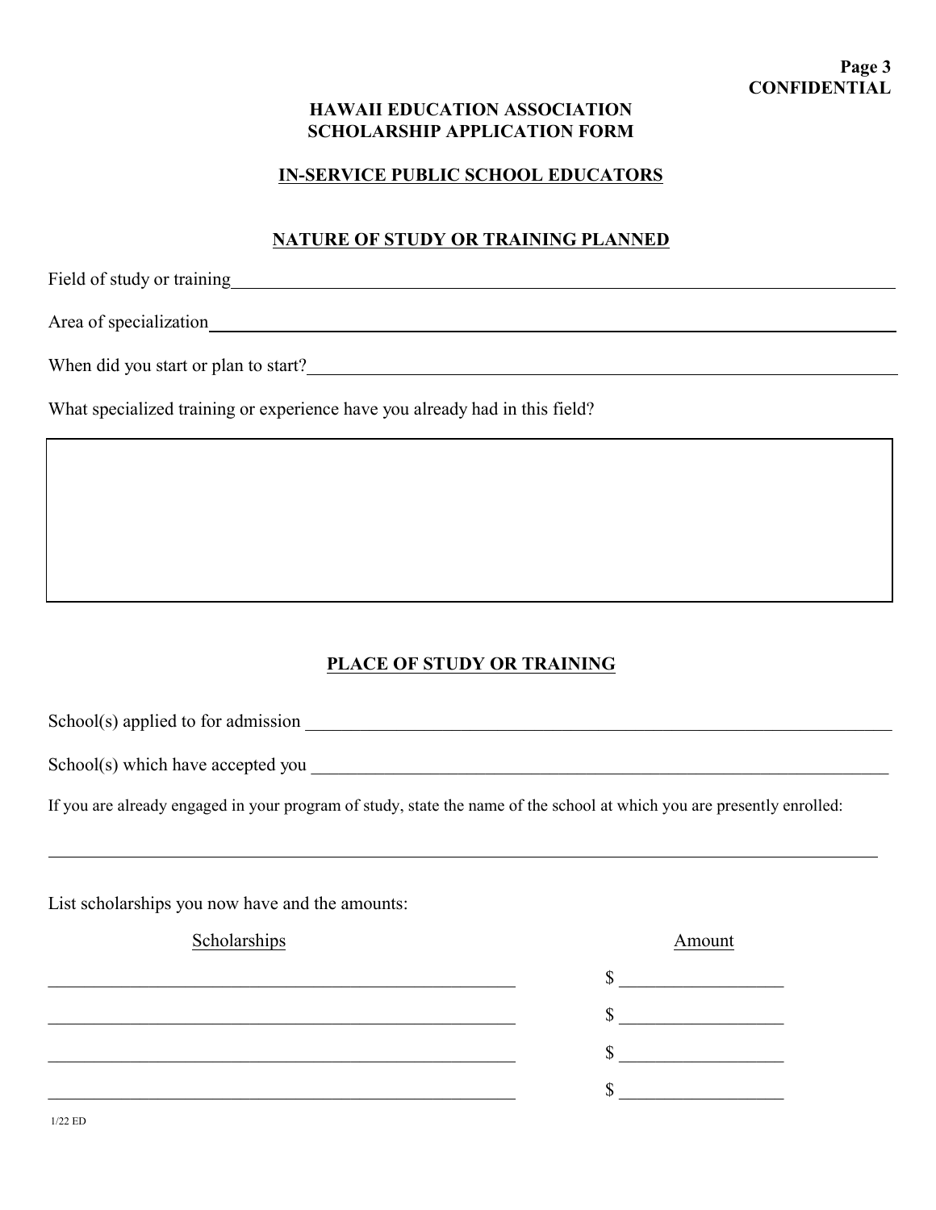**CONFIDENTIAL**

# HAWAII EDUCATION ASSOCIATION
# SCHOLARSHIP APPLICATION FORM

## IN-SERVICE PUBLIC SCHOOL EDUCATORS

## NATURE OF STUDY OR TRAINING PLANNED

Field of study or training\_\_\_\_\_\_\_\_\_\_\_\_\_\_\_\_\_\_\_\_\_\_\_\_\_\_\_\_\_\_\_\_\_\_\_\_\_\_\_\_

Area of specialization\_\_\_\_\_\_\_\_\_\_\_\_\_\_\_\_\_\_\_\_\_\_\_\_\_\_\_\_\_\_\_\_\_\_\_\_\_\_\_\_

When did you start or plan to start?\_\_\_\_\_\_\_\_\_\_\_\_\_\_\_\_\_\_\_\_\_\_\_\_\_\_\_\_\_\_\_\_\_\_

What specialized training or experience have you already had in this field?

|  |
|---|
|  |

## PLACE OF STUDY OR TRAINING

School(s) applied to for admission \_\_\_\_\_\_\_\_\_\_\_\_\_\_\_\_\_\_\_\_\_\_\_\_\_\_\_\_\_\_\_\_\_\_\_\_

School(s) which have accepted you \_\_\_\_\_\_\_\_\_\_\_\_\_\_\_\_\_\_\_\_\_\_\_\_\_\_\_\_\_\_\_\_\_\_\_\_

If you are already engaged in your program of study, state the name of the school at which you are presently enrolled:

\_\_\_\_\_\_\_\_\_\_\_\_\_\_\_\_\_\_\_\_\_\_\_\_\_\_\_\_\_\_\_\_\_\_\_\_\_\_\_\_\_\_\_\_\_\_\_\_\_\_\_\_\_\_\_\_\_\_\_\_\_\_\_\_

List scholarships you now have and the amounts:

| Scholarships | Amount |
|---|---|
| | $ |
| | $ |
| | $ |
| | $ |

1/22 ED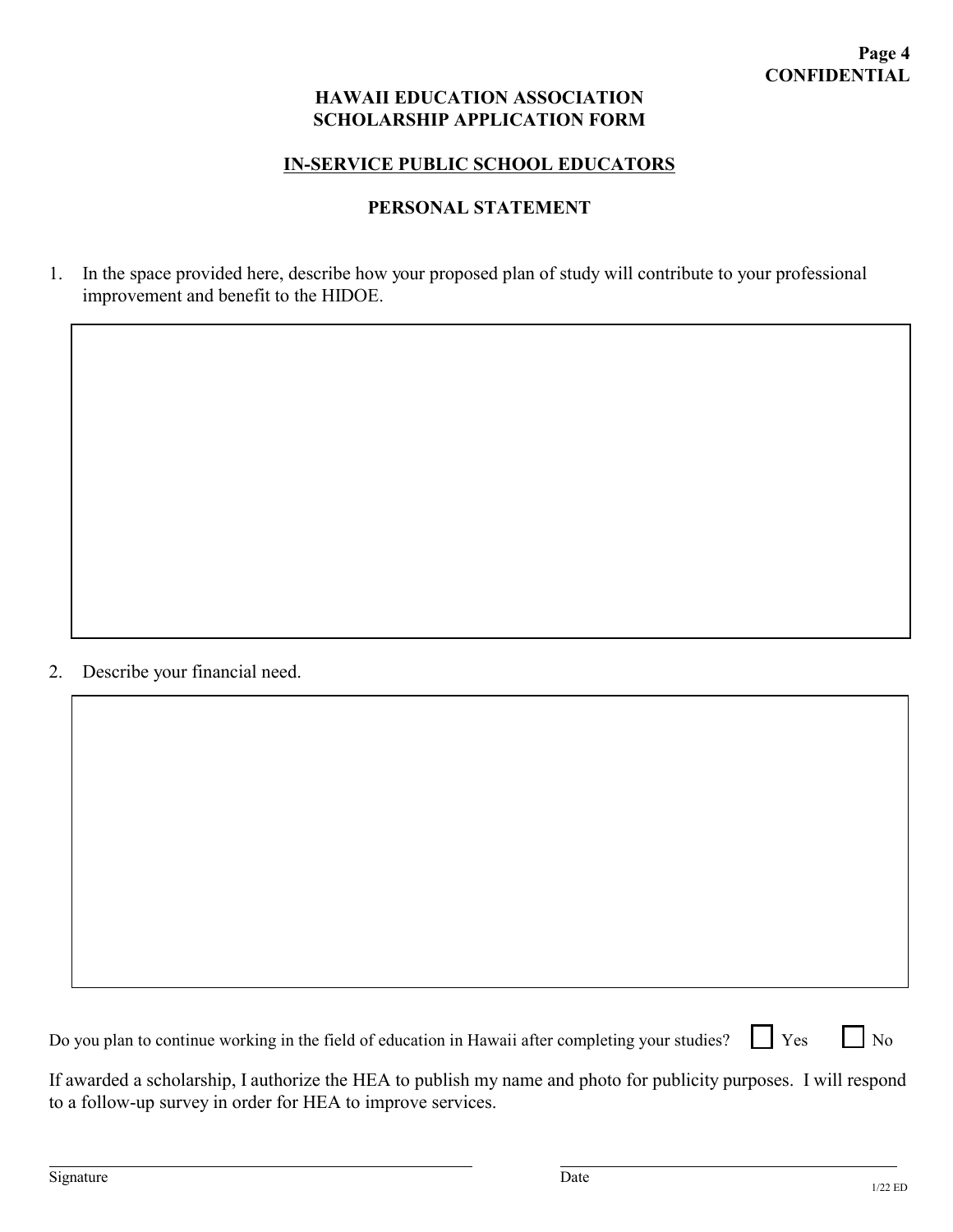**CONFIDENTIAL**

# HAWAII EDUCATION ASSOCIATION SCHOLARSHIP APPLICATION FORM

## IN-SERVICE PUBLIC SCHOOL EDUCATORS

## PERSONAL STATEMENT

1. In the space provided here, describe how your proposed plan of study will contribute to your professional improvement and benefit to the HIDOE.

2. Describe your financial need.

Do you plan to continue working in the field of education in Hawaii after completing your studies? ☐ Yes ☐ No

If awarded a scholarship, I authorize the HEA to publish my name and photo for publicity purposes. I will respond to a follow-up survey in order for HEA to improve services.

_______________________________ Signature

_______________________________ Date

1/22 ED